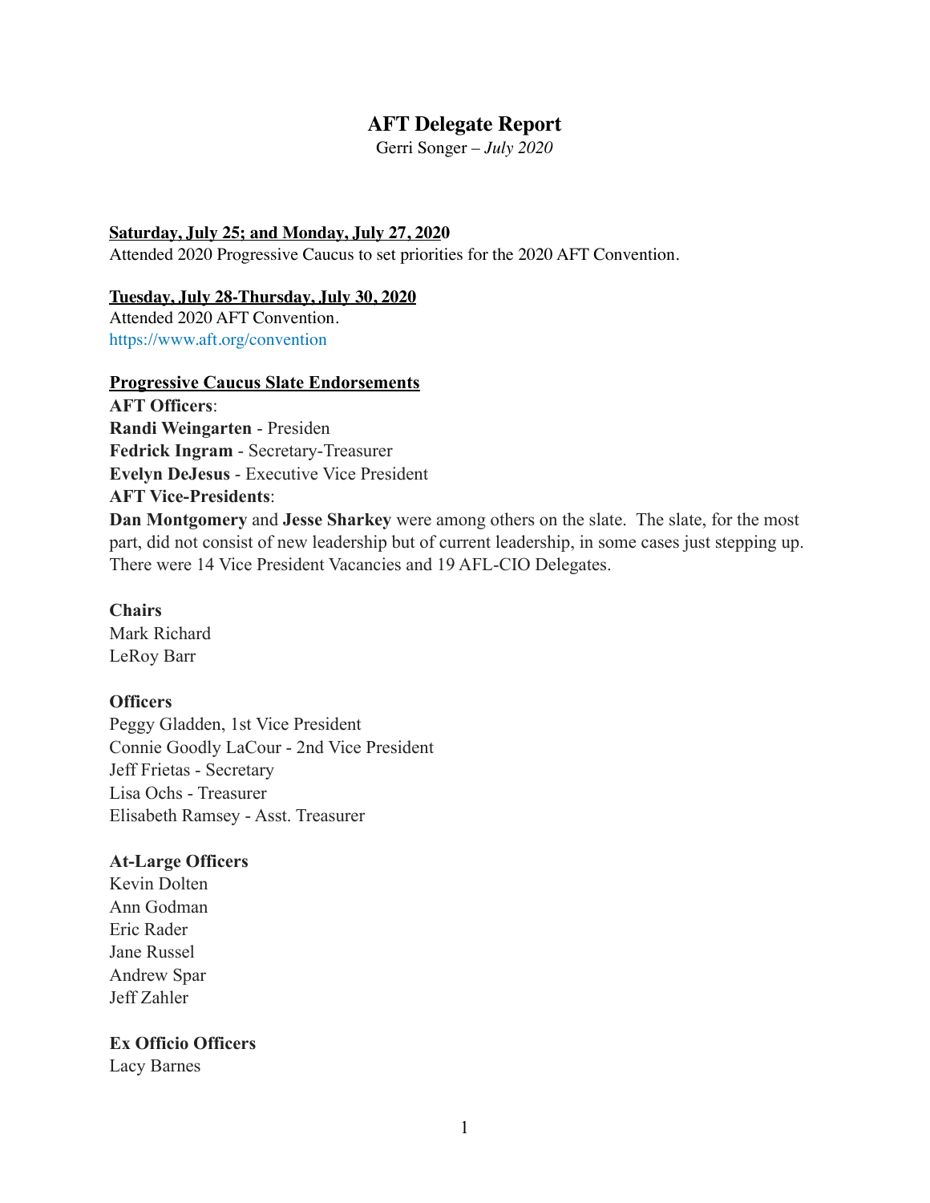# AFT Delegate Report

Gerri Songer – *July 2020*

**Saturday, July 25; and Monday, July 27, 2020**

Attended 2020 Progressive Caucus to set priorities for the 2020 AFT Convention.

**Tuesday, July 28-Thursday, July 30, 2020**

Attended 2020 AFT Convention.
https://www.aft.org/convention

**Progressive Caucus Slate Endorsements**

**AFT Officers**:
**Randi Weingarten** - Presiden
**Fedrick Ingram** - Secretary-Treasurer
**Evelyn DeJesus** - Executive Vice President
**AFT Vice-Presidents**:
**Dan Montgomery** and **Jesse Sharkey** were among others on the slate. The slate, for the most part, did not consist of new leadership but of current leadership, in some cases just stepping up. There were 14 Vice President Vacancies and 19 AFL-CIO Delegates.

**Chairs**
Mark Richard
LeRoy Barr

**Officers**
Peggy Gladden, 1st Vice President
Connie Goodly LaCour - 2nd Vice President
Jeff Frietas - Secretary
Lisa Ochs - Treasurer
Elisabeth Ramsey - Asst. Treasurer

**At-Large Officers**
Kevin Dolten
Ann Godman
Eric Rader
Jane Russel
Andrew Spar
Jeff Zahler

**Ex Officio Officers**
Lacy Barnes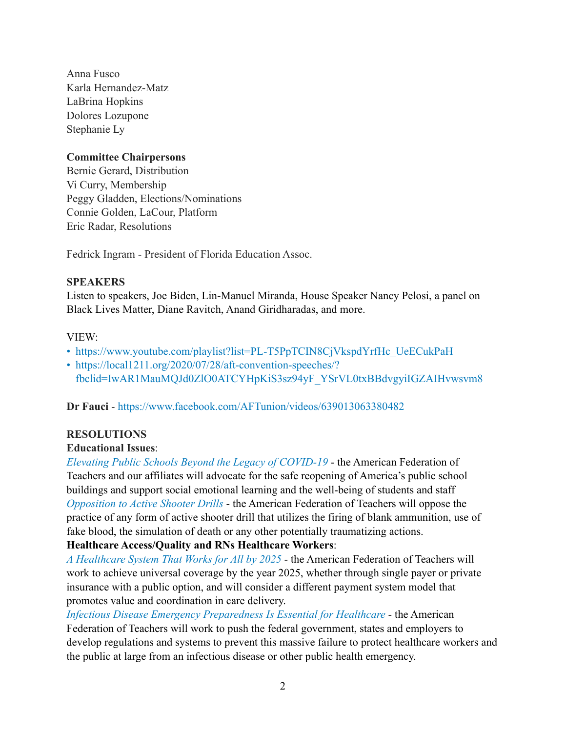Anna Fusco
Karla Hernandez-Matz
LaBrina Hopkins
Dolores Lozupone
Stephanie Ly

**Committee Chairpersons**
Bernie Gerard, Distribution
Vi Curry, Membership
Peggy Gladden, Elections/Nominations
Connie Golden, LaCour, Platform
Eric Radar, Resolutions

Fedrick Ingram - President of Florida Education Assoc.

**SPEAKERS**
Listen to speakers, Joe Biden, Lin-Manuel Miranda, House Speaker Nancy Pelosi, a panel on Black Lives Matter, Diane Ravitch, Anand Giridharadas, and more.

VIEW:

- https://www.youtube.com/playlist?list=PL-T5PpTCIN8CjVkspdYrfHc_UeECukPaH
- https://local1211.org/2020/07/28/aft-convention-speeches/?fbclid=IwAR1MauMQJd0ZlO0ATCYHpKiS3sz94yF_YSrVL0txBBdvgyiIGZAIHvwsvm8

**Dr Fauci** - https://www.facebook.com/AFTunion/videos/639013063380482

**RESOLUTIONS**
**Educational Issues**:
*Elevating Public Schools Beyond the Legacy of COVID-19* - the American Federation of Teachers and our affiliates will advocate for the safe reopening of America's public school buildings and support social emotional learning and the well-being of students and staff
*Opposition to Active Shooter Drills* - the American Federation of Teachers will oppose the practice of any form of active shooter drill that utilizes the firing of blank ammunition, use of fake blood, the simulation of death or any other potentially traumatizing actions.
**Healthcare Access/Quality and RNs Healthcare Workers**:
*A Healthcare System That Works for All by 2025* - the American Federation of Teachers will work to achieve universal coverage by the year 2025, whether through single payer or private insurance with a public option, and will consider a different payment system model that promotes value and coordination in care delivery.
*Infectious Disease Emergency Preparedness Is Essential for Healthcare* - the American Federation of Teachers will work to push the federal government, states and employers to develop regulations and systems to prevent this massive failure to protect healthcare workers and the public at large from an infectious disease or other public health emergency.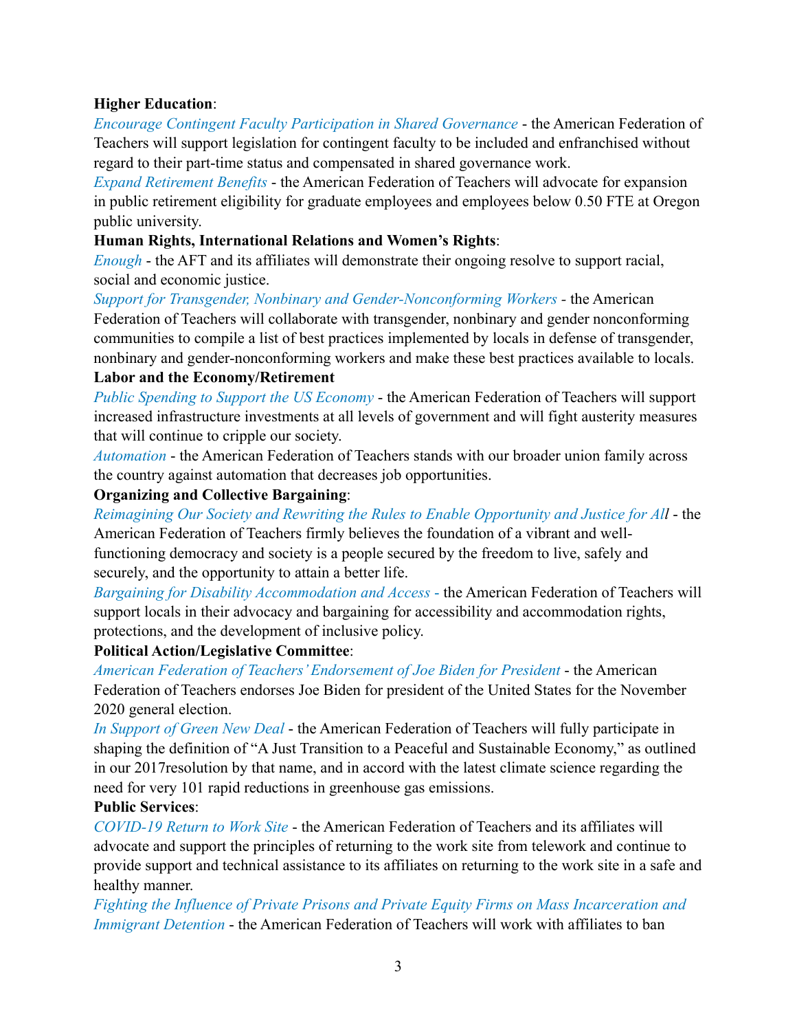**Higher Education**:

*Encourage Contingent Faculty Participation in Shared Governance* - the American Federation of Teachers will support legislation for contingent faculty to be included and enfranchised without regard to their part-time status and compensated in shared governance work.

*Expand Retirement Benefits* - the American Federation of Teachers will advocate for expansion in public retirement eligibility for graduate employees and employees below 0.50 FTE at Oregon public university.

**Human Rights, International Relations and Women's Rights**:

*Enough* - the AFT and its affiliates will demonstrate their ongoing resolve to support racial, social and economic justice.

*Support for Transgender, Nonbinary and Gender-Nonconforming Workers* - the American Federation of Teachers will collaborate with transgender, nonbinary and gender nonconforming communities to compile a list of best practices implemented by locals in defense of transgender, nonbinary and gender-nonconforming workers and make these best practices available to locals.

**Labor and the Economy/Retirement**

*Public Spending to Support the US Economy* - the American Federation of Teachers will support increased infrastructure investments at all levels of government and will fight austerity measures that will continue to cripple our society.

*Automation* - the American Federation of Teachers stands with our broader union family across the country against automation that decreases job opportunities.

**Organizing and Collective Bargaining**:

*Reimagining Our Society and Rewriting the Rules to Enable Opportunity and Justice for All* - the American Federation of Teachers firmly believes the foundation of a vibrant and well-functioning democracy and society is a people secured by the freedom to live, safely and securely, and the opportunity to attain a better life.

*Bargaining for Disability Accommodation and Access* - the American Federation of Teachers will support locals in their advocacy and bargaining for accessibility and accommodation rights, protections, and the development of inclusive policy.

**Political Action/Legislative Committee**:

*American Federation of Teachers' Endorsement of Joe Biden for President* - the American Federation of Teachers endorses Joe Biden for president of the United States for the November 2020 general election.

*In Support of Green New Deal* - the American Federation of Teachers will fully participate in shaping the definition of "A Just Transition to a Peaceful and Sustainable Economy," as outlined in our 2017resolution by that name, and in accord with the latest climate science regarding the need for very 101 rapid reductions in greenhouse gas emissions.

**Public Services**:

*COVID-19 Return to Work Site* - the American Federation of Teachers and its affiliates will advocate and support the principles of returning to the work site from telework and continue to provide support and technical assistance to its affiliates on returning to the work site in a safe and healthy manner.

*Fighting the Influence of Private Prisons and Private Equity Firms on Mass Incarceration and Immigrant Detention* - the American Federation of Teachers will work with affiliates to ban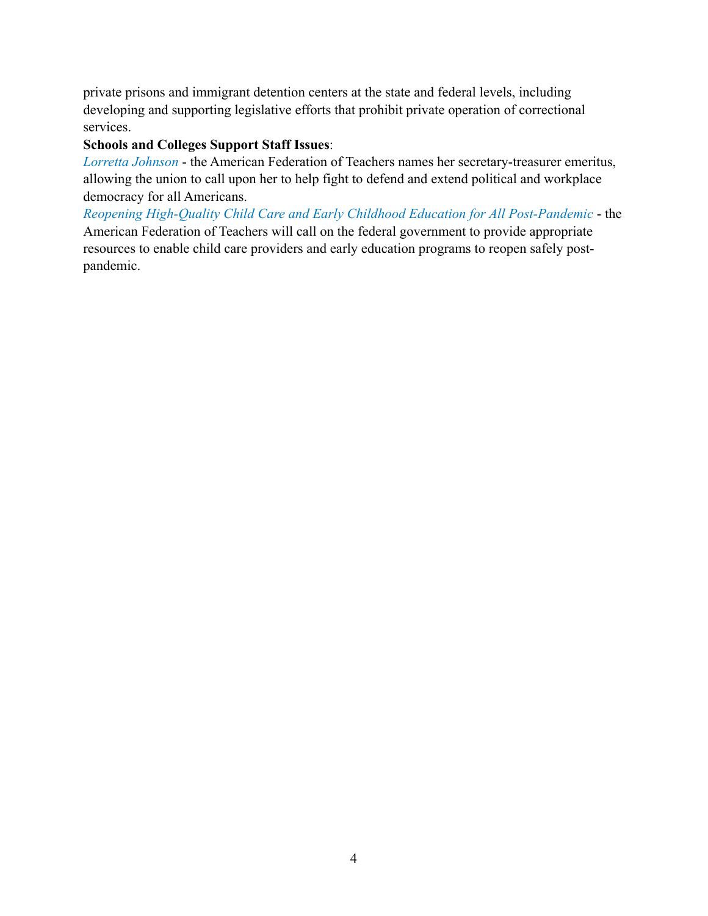private prisons and immigrant detention centers at the state and federal levels, including developing and supporting legislative efforts that prohibit private operation of correctional services.

**Schools and Colleges Support Staff Issues**:

*Lorretta Johnson* - the American Federation of Teachers names her secretary-treasurer emeritus, allowing the union to call upon her to help fight to defend and extend political and workplace democracy for all Americans.

*Reopening High-Quality Child Care and Early Childhood Education for All Post-Pandemic* - the American Federation of Teachers will call on the federal government to provide appropriate resources to enable child care providers and early education programs to reopen safely post-pandemic.